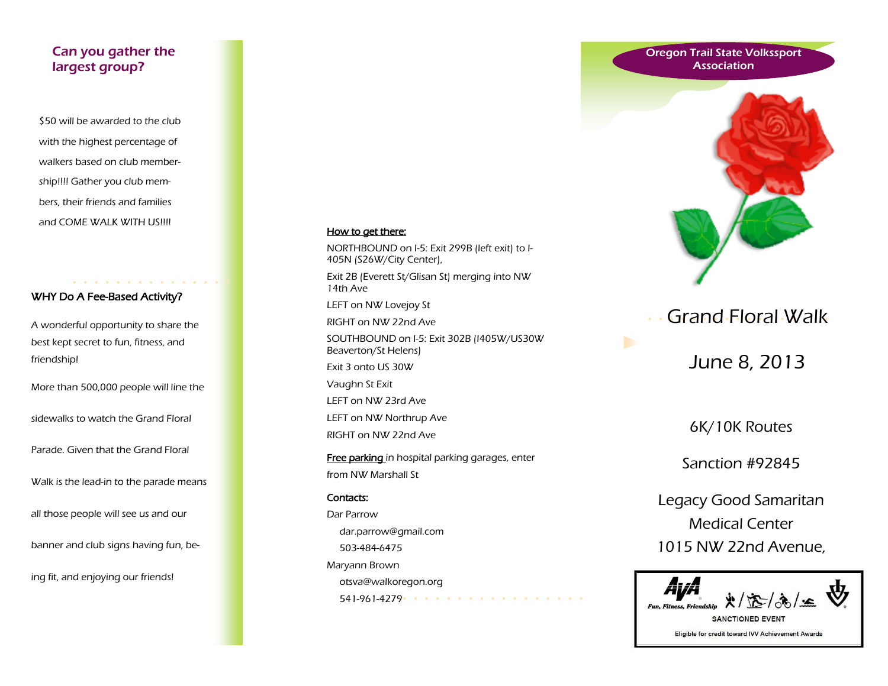## Can you gather the largest group?

$50 will be awarded to the club with the highest percentage of walkers based on club membership!!!! Gather you club members, their friends and families and COME WALK WITH US!!!!

### WHY Do A Fee-Based Activity?

A wonderful opportunity to share the best kept secret to fun, fitness, and friendship!

More than 500,000 people will line the sidewalks to watch the Grand Floral Parade. Given that the Grand Floral Walk is the lead-in to the parade means all those people will see us and our banner and club signs having fun, being fit, and enjoying our friends!

### How to get there:

NORTHBOUND on I-5: Exit 299B (left exit) to I-405N (S26W/City Center),

Exit 2B (Everett St/Glisan St) merging into NW 14th Ave

LEFT on NW Lovejoy St

RIGHT on NW 22nd Ave

SOUTHBOUND on I-5: Exit 302B (I405W/US30W Beaverton/St Helens)

Exit 3 onto US 30W

Vaughn St Exit

LEFT on NW 23rd Ave

LEFT on NW Northrup Ave

RIGHT on NW 22nd Ave

Free parking in hospital parking garages, enter from NW Marshall St

### Contacts:

Dar Parrow
 dar.parrow@gmail.com
 503-484-6475

Maryann Brown
 otsva@walkoregon.org
 541-961-4279

Oregon Trail State Volkssport Association

# Grand Floral Walk

## June 8, 2013

6K/10K Routes

Sanction #92845

Legacy Good Samaritan Medical Center
1015 NW 22nd Avenue,

AVA Fun, Fitness, Friendship

SANCTIONED EVENT

Eligible for credit toward IVV Achievement Awards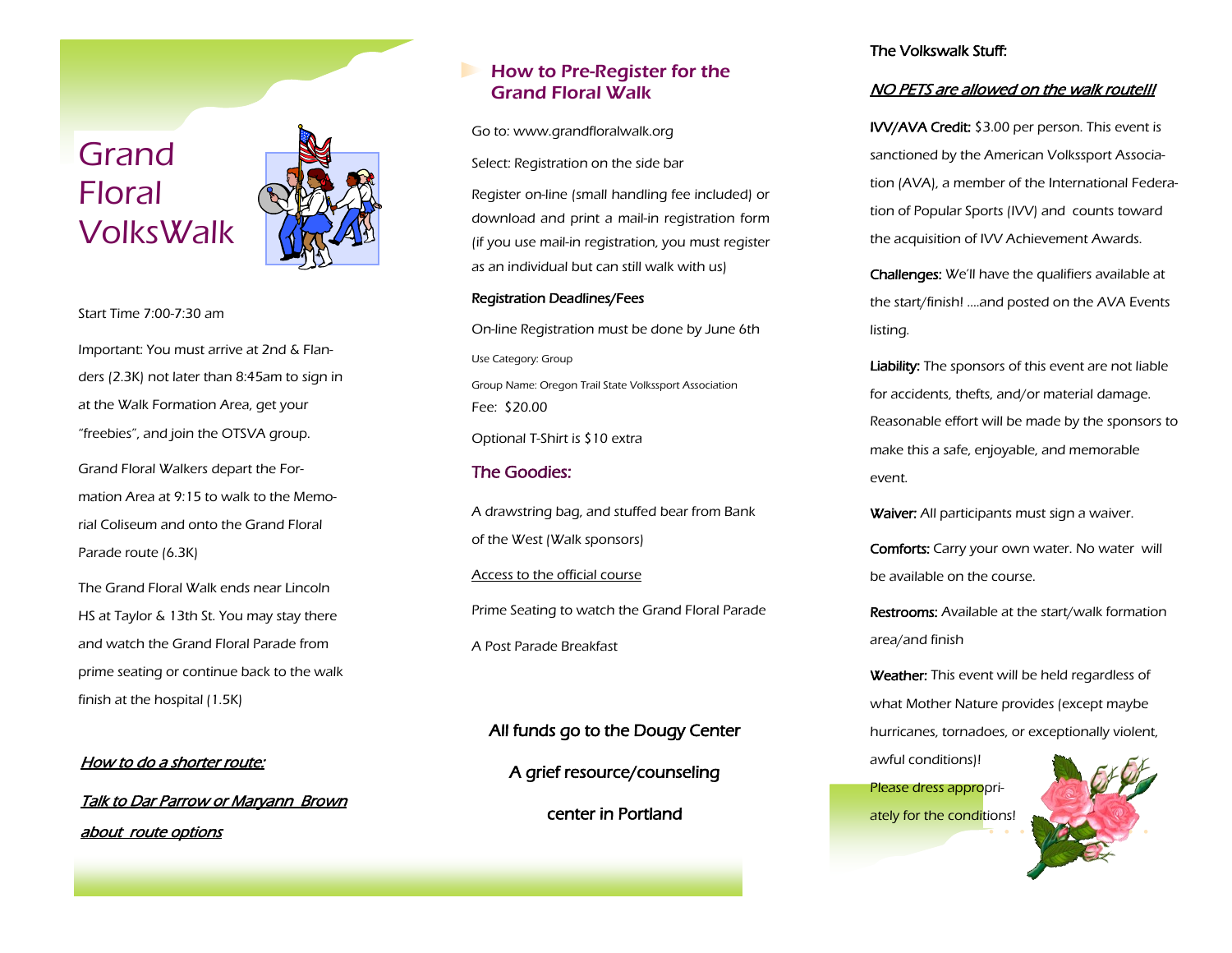# Grand Floral VolksWalk

Start Time 7:00-7:30 am

Important: You must arrive at 2nd & Flanders (2.3K) not later than 8:45am to sign in at the Walk Formation Area, get your "freebies", and join the OTSVA group.

Grand Floral Walkers depart the Formation Area at 9:15 to walk to the Memorial Coliseum and onto the Grand Floral Parade route (6.3K)

The Grand Floral Walk ends near Lincoln HS at Taylor & 13th St. You may stay there and watch the Grand Floral Parade from prime seating or continue back to the walk finish at the hospital (1.5K)

*How to do a shorter route:*

*Talk to Dar Parrow or Maryann Brown about route options*

## How to Pre-Register for the Grand Floral Walk

Go to: www.grandfloralwalk.org

Select: Registration on the side bar

Register on-line (small handling fee included) or download and print a mail-in registration form (if you use mail-in registration, you must register as an individual but can still walk with us)

**Registration Deadlines/Fees**

On-line Registration must be done by June 6th

Use Category: Group

Group Name: Oregon Trail State Volkssport Association

Fee: $20.00

Optional T-Shirt is $10 extra

## The Goodies:

A drawstring bag, and stuffed bear from Bank of the West (Walk sponsors)

Access to the official course

Prime Seating to watch the Grand Floral Parade

A Post Parade Breakfast

All funds go to the Dougy Center

A grief resource/counseling

center in Portland

## The Volkswalk Stuff:

*NO PETS are allowed on the walk route!!!*

**IVV/AVA Credit:** $3.00 per person. This event is sanctioned by the American Volkssport Association (AVA), a member of the International Federation of Popular Sports (IVV) and counts toward the acquisition of IVV Achievement Awards.

**Challenges:** We'll have the qualifiers available at the start/finish! ....and posted on the AVA Events listing.

**Liability:** The sponsors of this event are not liable for accidents, thefts, and/or material damage. Reasonable effort will be made by the sponsors to make this a safe, enjoyable, and memorable event.

**Waiver:** All participants must sign a waiver.

**Comforts:** Carry your own water. No water will be available on the course.

**Restrooms:** Available at the start/walk formation area/and finish

**Weather:** This event will be held regardless of what Mother Nature provides (except maybe hurricanes, tornadoes, or exceptionally violent, awful conditions)! Please dress appropriately for the conditions!